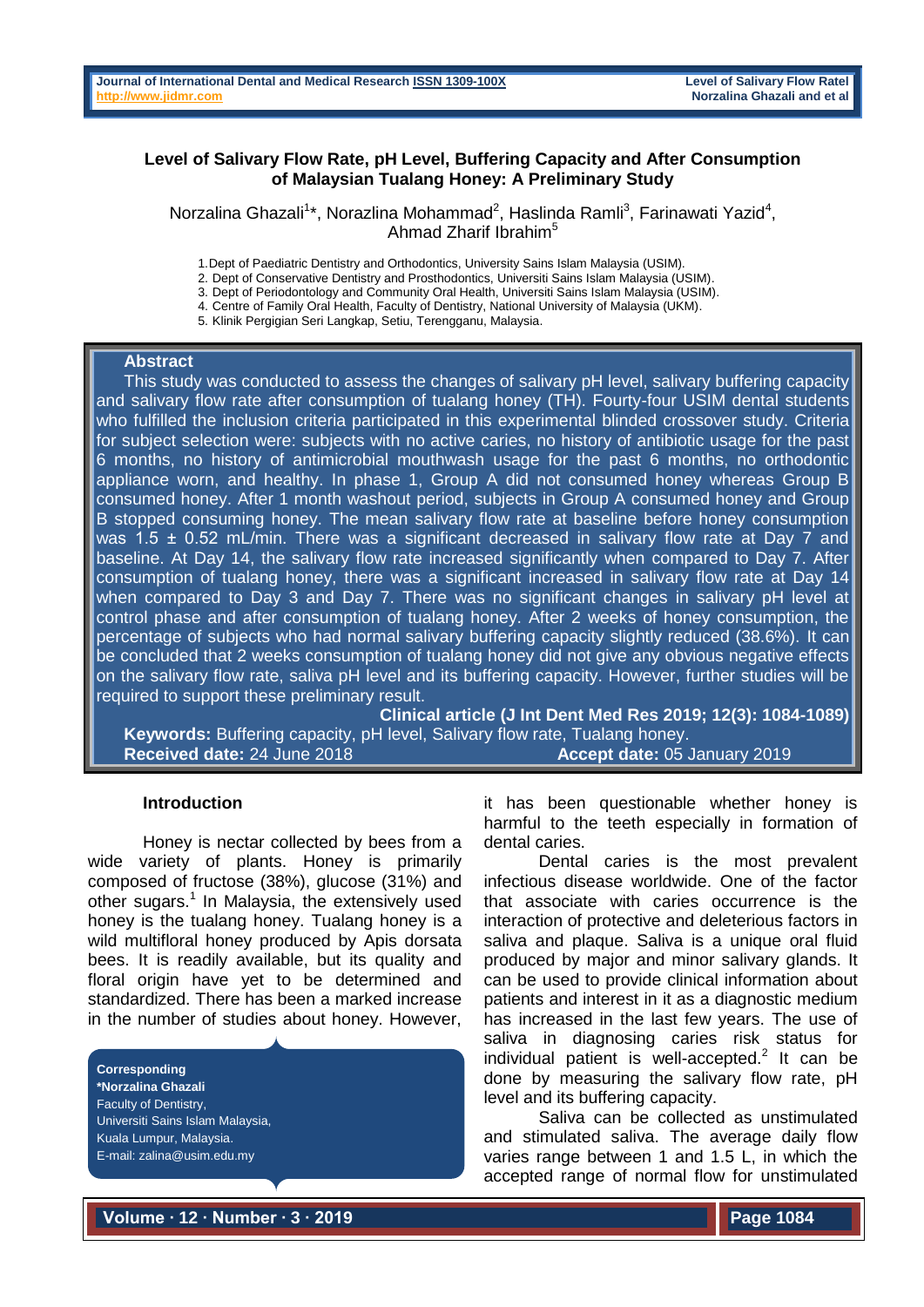# Level of Salivary Flow Rate, pH Level, Buffering Capacity and After Consumption of Malaysian Tualang Honey: A Preliminary Study

Norzalina Ghazali[1]*, Norazlina Mohammad[2], Haslinda Ramli[3], Farinawati Yazid[4], Ahmad Zharif Ibrahim[5]

1. Dept of Paediatric Dentistry and Orthodontics, University Sains Islam Malaysia (USIM).
2. Dept of Conservative Dentistry and Prosthodontics, Universiti Sains Islam Malaysia (USIM).
3. Dept of Periodontology and Community Oral Health, Universiti Sains Islam Malaysia (USIM).
4. Centre of Family Oral Health, Faculty of Dentistry, National University of Malaysia (UKM).
5. Klinik Pergigian Seri Langkap, Setiu, Terengganu, Malaysia.

## Abstract

This study was conducted to assess the changes of salivary pH level, salivary buffering capacity and salivary flow rate after consumption of tualang honey (TH). Fourty-four USIM dental students who fulfilled the inclusion criteria participated in this experimental blinded crossover study. Criteria for subject selection were: subjects with no active caries, no history of antibiotic usage for the past 6 months, no history of antimicrobial mouthwash usage for the past 6 months, no orthodontic appliance worn, and healthy. In phase 1, Group A did not consumed honey whereas Group B consumed honey. After 1 month washout period, subjects in Group A consumed honey and Group B stopped consuming honey. The mean salivary flow rate at baseline before honey consumption was 1.5 ± 0.52 mL/min. There was a significant decreased in salivary flow rate at Day 7 and baseline. At Day 14, the salivary flow rate increased significantly when compared to Day 7. After consumption of tualang honey, there was a significant increased in salivary flow rate at Day 14 when compared to Day 3 and Day 7. There was no significant changes in salivary pH level at control phase and after consumption of tualang honey. After 2 weeks of honey consumption, the percentage of subjects who had normal salivary buffering capacity slightly reduced (38.6%). It can be concluded that 2 weeks consumption of tualang honey did not give any obvious negative effects on the salivary flow rate, saliva pH level and its buffering capacity. However, further studies will be required to support these preliminary result.

**Clinical article (J Int Dent Med Res 2019; 12(3): 1084-1089)**

**Keywords:** Buffering capacity, pH level, Salivary flow rate, Tualang honey.

**Received date:** 24 June 2018 **Accept date:** 05 January 2019

## Introduction

Honey is nectar collected by bees from a wide variety of plants. Honey is primarily composed of fructose (38%), glucose (31%) and other sugars.[1] In Malaysia, the extensively used honey is the tualang honey. Tualang honey is a wild multifloral honey produced by Apis dorsata bees. It is readily available, but its quality and floral origin have yet to be determined and standardized. There has been a marked increase in the number of studies about honey. However, it has been questionable whether honey is harmful to the teeth especially in formation of dental caries.

Dental caries is the most prevalent infectious disease worldwide. One of the factor that associate with caries occurrence is the interaction of protective and deleterious factors in saliva and plaque. Saliva is a unique oral fluid produced by major and minor salivary glands. It can be used to provide clinical information about patients and interest in it as a diagnostic medium has increased in the last few years. The use of saliva in diagnosing caries risk status for individual patient is well-accepted.[2] It can be done by measuring the salivary flow rate, pH level and its buffering capacity.

Saliva can be collected as unstimulated and stimulated saliva. The average daily flow varies range between 1 and 1.5 L, in which the accepted range of normal flow for unstimulated

**Corresponding**
**\*Norzalina Ghazali**
Faculty of Dentistry,
Universiti Sains Islam Malaysia,
Kuala Lumpur, Malaysia.
E-mail: zalina@usim.edu.my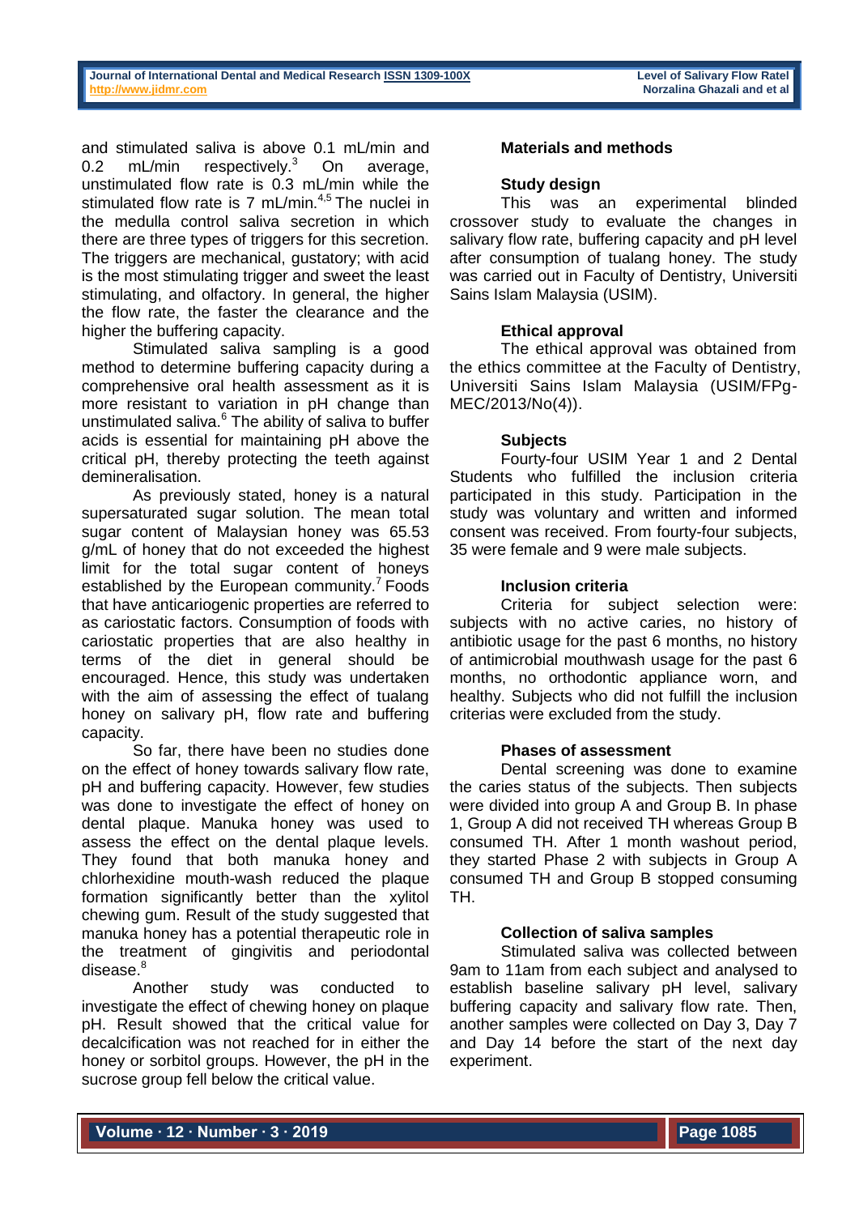and stimulated saliva is above 0.1 mL/min and 0.2 mL/min respectively.[3] On average, unstimulated flow rate is 0.3 mL/min while the stimulated flow rate is 7 mL/min.[4,5] The nuclei in the medulla control saliva secretion in which there are three types of triggers for this secretion. The triggers are mechanical, gustatory; with acid is the most stimulating trigger and sweet the least stimulating, and olfactory. In general, the higher the flow rate, the faster the clearance and the higher the buffering capacity.

Stimulated saliva sampling is a good method to determine buffering capacity during a comprehensive oral health assessment as it is more resistant to variation in pH change than unstimulated saliva.[6] The ability of saliva to buffer acids is essential for maintaining pH above the critical pH, thereby protecting the teeth against demineralisation.

As previously stated, honey is a natural supersaturated sugar solution. The mean total sugar content of Malaysian honey was 65.53 g/mL of honey that do not exceeded the highest limit for the total sugar content of honeys established by the European community.[7] Foods that have anticariogenic properties are referred to as cariostatic factors. Consumption of foods with cariostatic properties that are also healthy in terms of the diet in general should be encouraged. Hence, this study was undertaken with the aim of assessing the effect of tualang honey on salivary pH, flow rate and buffering capacity.

So far, there have been no studies done on the effect of honey towards salivary flow rate, pH and buffering capacity. However, few studies was done to investigate the effect of honey on dental plaque. Manuka honey was used to assess the effect on the dental plaque levels. They found that both manuka honey and chlorhexidine mouth-wash reduced the plaque formation significantly better than the xylitol chewing gum. Result of the study suggested that manuka honey has a potential therapeutic role in the treatment of gingivitis and periodontal disease.[8]

Another study was conducted to investigate the effect of chewing honey on plaque pH. Result showed that the critical value for decalcification was not reached for in either the honey or sorbitol groups. However, the pH in the sucrose group fell below the critical value.

## Materials and methods

### Study design

This was an experimental blinded crossover study to evaluate the changes in salivary flow rate, buffering capacity and pH level after consumption of tualang honey. The study was carried out in Faculty of Dentistry, Universiti Sains Islam Malaysia (USIM).

### Ethical approval

The ethical approval was obtained from the ethics committee at the Faculty of Dentistry, Universiti Sains Islam Malaysia (USIM/FPg-MEC/2013/No(4)).

### Subjects

Fourty-four USIM Year 1 and 2 Dental Students who fulfilled the inclusion criteria participated in this study. Participation in the study was voluntary and written and informed consent was received. From fourty-four subjects, 35 were female and 9 were male subjects.

### Inclusion criteria

Criteria for subject selection were: subjects with no active caries, no history of antibiotic usage for the past 6 months, no history of antimicrobial mouthwash usage for the past 6 months, no orthodontic appliance worn, and healthy. Subjects who did not fulfill the inclusion criterias were excluded from the study.

### Phases of assessment

Dental screening was done to examine the caries status of the subjects. Then subjects were divided into group A and Group B. In phase 1, Group A did not received TH whereas Group B consumed TH. After 1 month washout period, they started Phase 2 with subjects in Group A consumed TH and Group B stopped consuming TH.

### Collection of saliva samples

Stimulated saliva was collected between 9am to 11am from each subject and analysed to establish baseline salivary pH level, salivary buffering capacity and salivary flow rate. Then, another samples were collected on Day 3, Day 7 and Day 14 before the start of the next day experiment.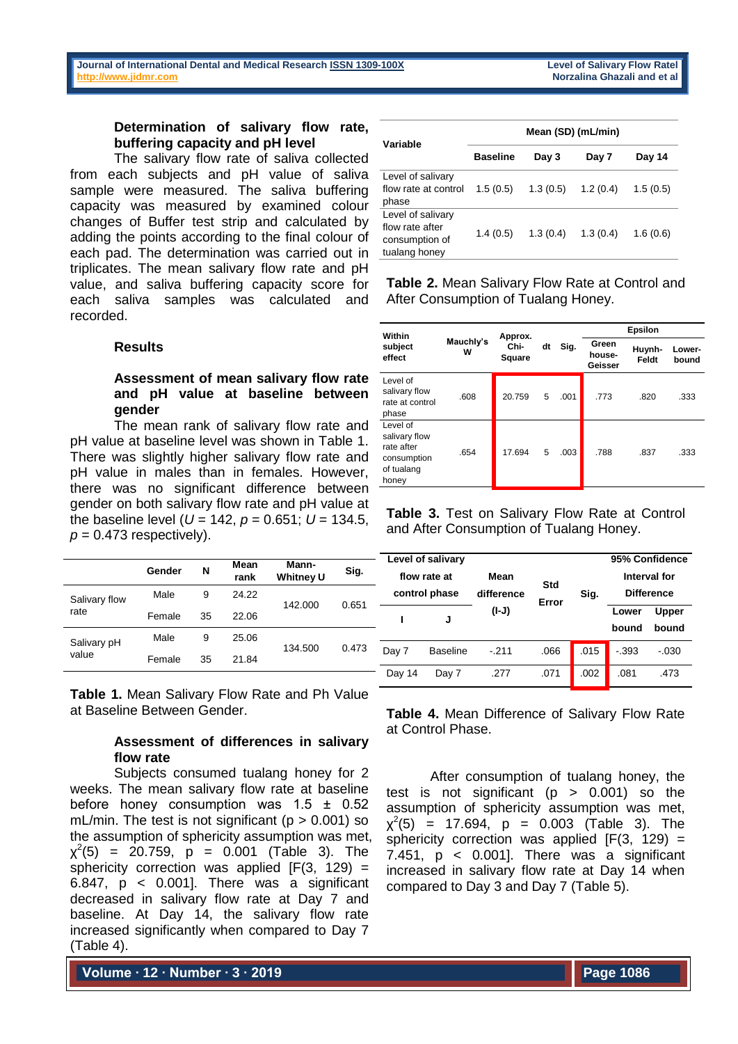### Determination of salivary flow rate, buffering capacity and pH level

The salivary flow rate of saliva collected from each subjects and pH value of saliva sample were measured. The saliva buffering capacity was measured by examined colour changes of Buffer test strip and calculated by adding the points according to the final colour of each pad. The determination was carried out in triplicates. The mean salivary flow rate and pH value, and saliva buffering capacity score for each saliva samples was calculated and recorded.

## Results

### Assessment of mean salivary flow rate and pH value at baseline between gender

The mean rank of salivary flow rate and pH value at baseline level was shown in Table 1. There was slightly higher salivary flow rate and pH value in males than in females. However, there was no significant difference between gender on both salivary flow rate and pH value at the baseline level ($U$ = 142, $p$ = 0.651; $U$ = 134.5, $p$ = 0.473 respectively).

| | Gender | N | Mean rank | Mann-Whitney U | Sig. |
|---|---|---|---|---|---|
| Salivary flow rate | Male | 9 | 24.22 | 142.000 | 0.651 |
| | Female | 35 | 22.06 | | |
| Salivary pH value | Male | 9 | 25.06 | 134.500 | 0.473 |
| | Female | 35 | 21.84 | | |

**Table 1.** Mean Salivary Flow Rate and Ph Value at Baseline Between Gender.

### Assessment of differences in salivary flow rate

Subjects consumed tualang honey for 2 weeks. The mean salivary flow rate at baseline before honey consumption was 1.5 ± 0.52 mL/min. The test is not significant (p > 0.001) so the assumption of sphericity assumption was met, $\chi^2(5)$ = 20.759, p = 0.001 (Table 3). The sphericity correction was applied [F(3, 129) = 6.847, p < 0.001]. There was a significant decreased in salivary flow rate at Day 7 and baseline. At Day 14, the salivary flow rate increased significantly when compared to Day 7 (Table 4).

| Variable | Mean (SD) (mL/min) | | | |
|---|---|---|---|---|
| | Baseline | Day 3 | Day 7 | Day 14 |
| Level of salivary flow rate at control phase | 1.5 (0.5) | 1.3 (0.5) | 1.2 (0.4) | 1.5 (0.5) |
| Level of salivary flow rate after consumption of tualang honey | 1.4 (0.5) | 1.3 (0.4) | 1.3 (0.4) | 1.6 (0.6) |

**Table 2.** Mean Salivary Flow Rate at Control and After Consumption of Tualang Honey.

| Within subject effect | Mauchly's W | Approx. Chi-Square | df | Sig. | Epsilon | | |
|---|---|---|---|---|---|---|---|
| | | | | | Greenhouse-Geisser | Huynh-Feldt | Lower-bound |
| Level of salivary flow rate at control phase | .608 | 20.759 | 5 | .001 | .773 | .820 | .333 |
| Level of salivary flow rate after consumption of tualang honey | .654 | 17.694 | 5 | .003 | .788 | .837 | .333 |

**Table 3.** Test on Salivary Flow Rate at Control and After Consumption of Tualang Honey.

| Level of salivary flow rate at control phase | | Mean difference (I-J) | Std Error | Sig. | 95% Confidence Interval for Difference | |
|---|---|---|---|---|---|---|
| I | J | | | | Lower bound | Upper bound |
| Day 7 | Baseline | -.211 | .066 | .015 | -.393 | -.030 |
| Day 14 | Day 7 | .277 | .071 | .002 | .081 | .473 |

**Table 4.** Mean Difference of Salivary Flow Rate at Control Phase.

After consumption of tualang honey, the test is not significant (p > 0.001) so the assumption of sphericity assumption was met, $\chi^2(5)$ = 17.694, p = 0.003 (Table 3). The sphericity correction was applied [F(3, 129) = 7.451, p < 0.001]. There was a significant increased in salivary flow rate at Day 14 when compared to Day 3 and Day 7 (Table 5).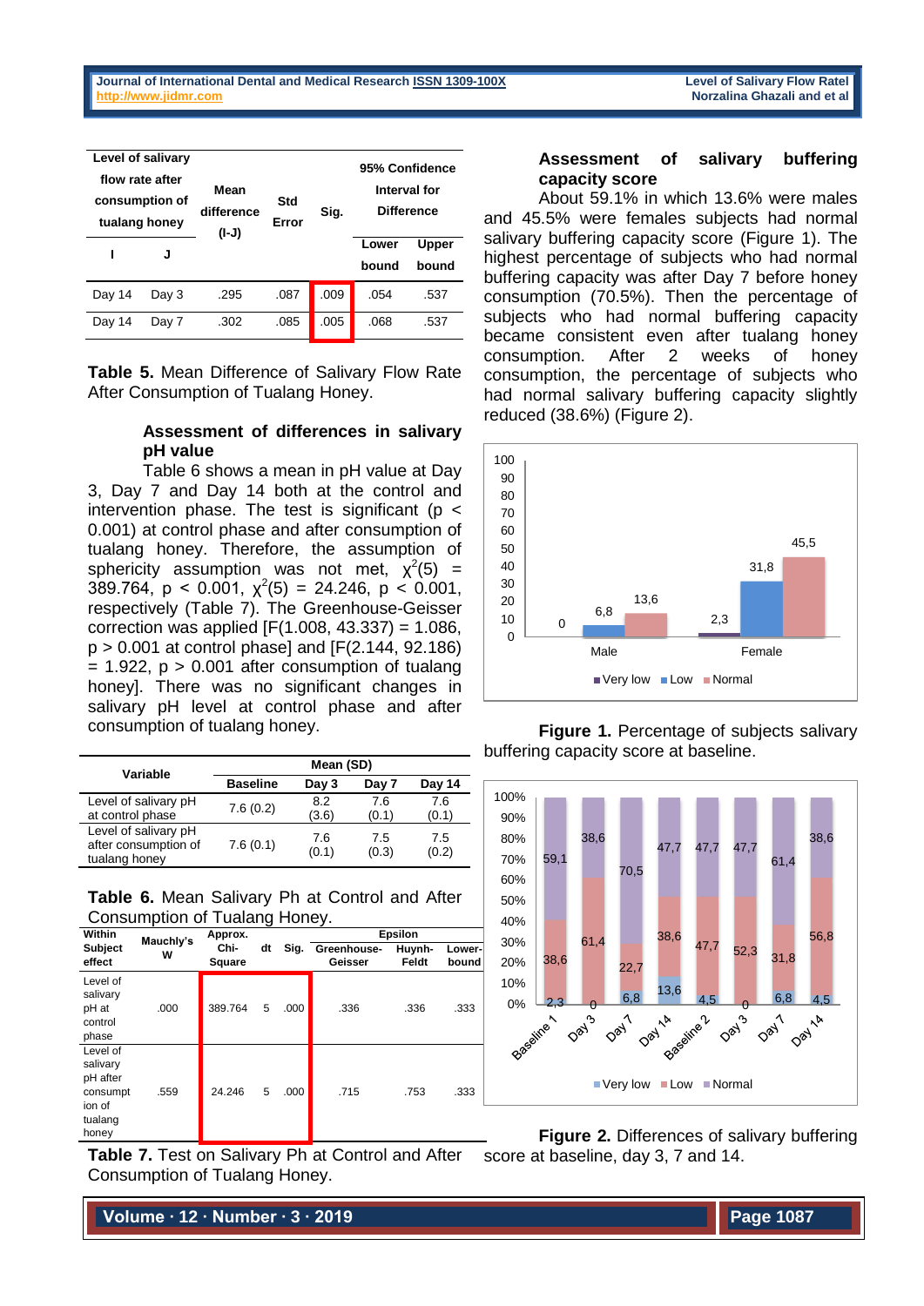| Level of salivary flow rate after consumption of tualang honey | | Mean difference (I-J) | Std Error | Sig. | 95% Confidence Interval for Difference | |
|---|---|---|---|---|---|---|
| I | J | | | | Lower bound | Upper bound |
| Day 14 | Day 3 | .295 | .087 | .009 | .054 | .537 |
| Day 14 | Day 7 | .302 | .085 | .005 | .068 | .537 |

**Table 5.** Mean Difference of Salivary Flow Rate After Consumption of Tualang Honey.

### Assessment of differences in salivary pH value

Table 6 shows a mean in pH value at Day 3, Day 7 and Day 14 both at the control and intervention phase. The test is significant ($p < 0.001$) at control phase and after consumption of tualang honey. Therefore, the assumption of sphericity assumption was not met, $\chi^2(5) = 389.764$, $p < 0.001$, $\chi^2(5) = 24.246$, $p < 0.001$, respectively (Table 7). The Greenhouse-Geisser correction was applied [$F(1.008, 43.337) = 1.086$, $p > 0.001$ at control phase] and [$F(2.144, 92.186) = 1.922$, $p > 0.001$ after consumption of tualang honey]. There was no significant changes in salivary pH level at control phase and after consumption of tualang honey.

| Variable | Mean (SD) | | | |
|---|---|---|---|---|
| | Baseline | Day 3 | Day 7 | Day 14 |
| Level of salivary pH at control phase | 7.6 (0.2) | 8.2 (3.6) | 7.6 (0.1) | 7.6 (0.1) |
| Level of salivary pH after consumption of tualang honey | 7.6 (0.1) | 7.6 (0.1) | 7.5 (0.3) | 7.5 (0.2) |

**Table 6.** Mean Salivary Ph at Control and After Consumption of Tualang Honey.

| Within Subject effect | Mauchly's W | Approx. Chi-Square | dt | Sig. | Epsilon | | |
|---|---|---|---|---|---|---|---|
| | | | | | Greenhouse-Geisser | Huynh-Feldt | Lower-bound |
| Level of salivary pH at control phase | .000 | 389.764 | 5 | .000 | .336 | .336 | .333 |
| Level of salivary pH after consumption of tualang honey | .559 | 24.246 | 5 | .000 | .715 | .753 | .333 |

**Table 7.** Test on Salivary Ph at Control and After Consumption of Tualang Honey.

### Assessment of salivary buffering capacity score

About 59.1% in which 13.6% were males and 45.5% were females subjects had normal salivary buffering capacity score (Figure 1). The highest percentage of subjects who had normal buffering capacity was after Day 7 before honey consumption (70.5%). Then the percentage of subjects who had normal buffering capacity became consistent even after tualang honey consumption. After 2 weeks of honey consumption, the percentage of subjects who had normal salivary buffering capacity slightly reduced (38.6%) (Figure 2).

100
90
80
70
60
50
40
30
20
10
0
0
6,8
13,6
2,3
31,8
45,5
Male
Female
Very low
Low
Normal

**Figure 1.** Percentage of subjects salivary buffering capacity score at baseline.

100%
90%
80%
70%
60%
50%
40%
30%
20%
10%
0%
59,1
38,6
2,3
38,6
61,4
0
70,5
22,7
6,8
47,7
38,6
13,6
47,7
47,7
4,5
47,7
52,3
0
61,4
31,8
6,8
38,6
56,8
4,5
Baseline 1
Day 3
Day 7
Day 14
Baseline 2
Day 3
Day 7
Day 14
Very low
Low
Normal

**Figure 2.** Differences of salivary buffering score at baseline, day 3, 7 and 14.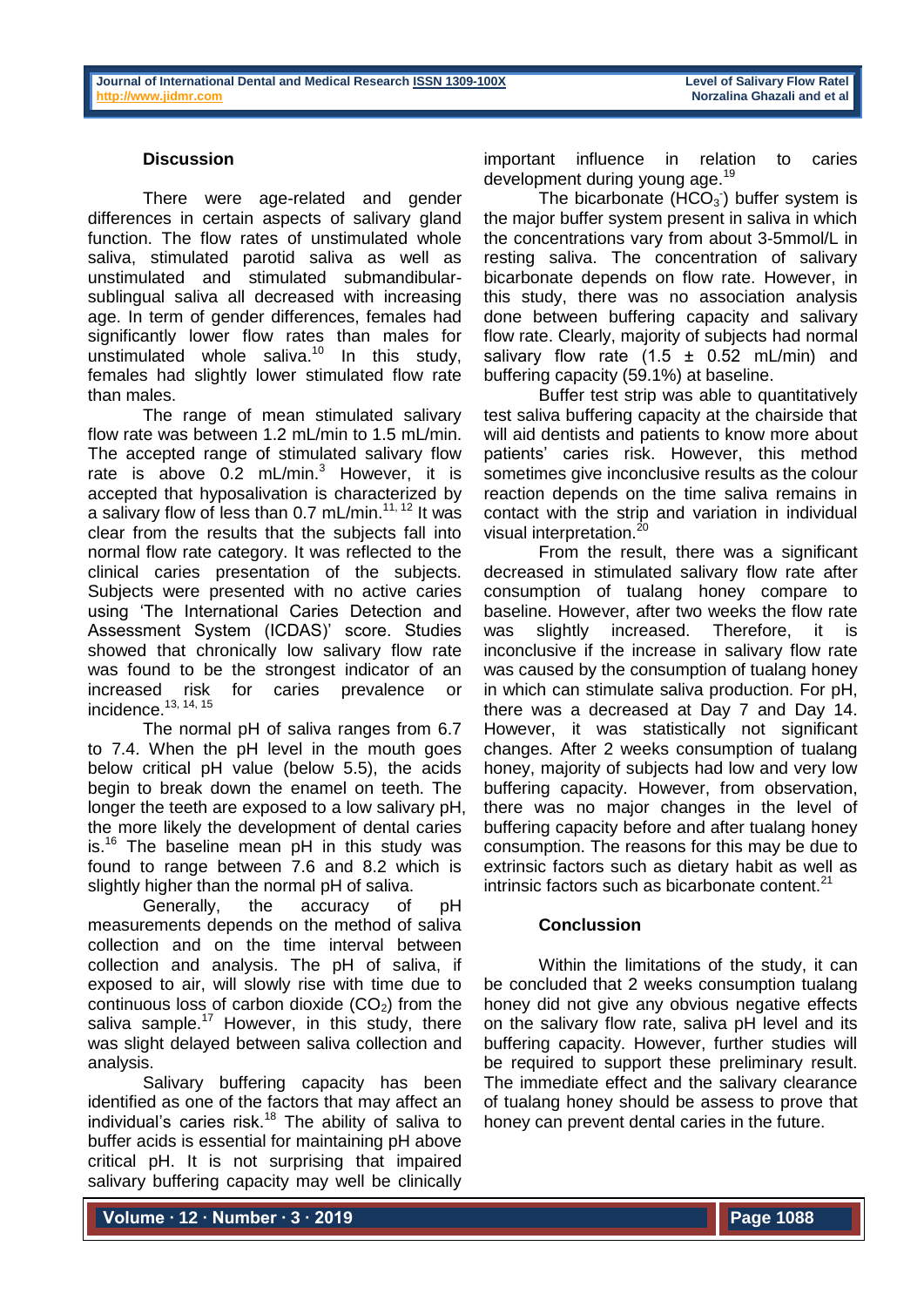## Discussion

There were age-related and gender differences in certain aspects of salivary gland function. The flow rates of unstimulated whole saliva, stimulated parotid saliva as well as unstimulated and stimulated submandibular-sublingual saliva all decreased with increasing age. In term of gender differences, females had significantly lower flow rates than males for unstimulated whole saliva.[10] In this study, females had slightly lower stimulated flow rate than males.

The range of mean stimulated salivary flow rate was between 1.2 mL/min to 1.5 mL/min. The accepted range of stimulated salivary flow rate is above 0.2 mL/min.[3] However, it is accepted that hyposalivation is characterized by a salivary flow of less than 0.7 mL/min.[11, 12] It was clear from the results that the subjects fall into normal flow rate category. It was reflected to the clinical caries presentation of the subjects. Subjects were presented with no active caries using 'The International Caries Detection and Assessment System (ICDAS)' score. Studies showed that chronically low salivary flow rate was found to be the strongest indicator of an increased risk for caries prevalence or incidence.[13, 14, 15]

The normal pH of saliva ranges from 6.7 to 7.4. When the pH level in the mouth goes below critical pH value (below 5.5), the acids begin to break down the enamel on teeth. The longer the teeth are exposed to a low salivary pH, the more likely the development of dental caries is.[16] The baseline mean pH in this study was found to range between 7.6 and 8.2 which is slightly higher than the normal pH of saliva.

Generally, the accuracy of pH measurements depends on the method of saliva collection and on the time interval between collection and analysis. The pH of saliva, if exposed to air, will slowly rise with time due to continuous loss of carbon dioxide ($CO_2$) from the saliva sample.[17] However, in this study, there was slight delayed between saliva collection and analysis.

Salivary buffering capacity has been identified as one of the factors that may affect an individual's caries risk.[18] The ability of saliva to buffer acids is essential for maintaining pH above critical pH. It is not surprising that impaired salivary buffering capacity may well be clinically important influence in relation to caries development during young age.[19]

The bicarbonate ($HCO_3^-$) buffer system is the major buffer system present in saliva in which the concentrations vary from about 3-5mmol/L in resting saliva. The concentration of salivary bicarbonate depends on flow rate. However, in this study, there was no association analysis done between buffering capacity and salivary flow rate. Clearly, majority of subjects had normal salivary flow rate ($1.5 \pm 0.52$ mL/min) and buffering capacity (59.1%) at baseline.

Buffer test strip was able to quantitatively test saliva buffering capacity at the chairside that will aid dentists and patients to know more about patients' caries risk. However, this method sometimes give inconclusive results as the colour reaction depends on the time saliva remains in contact with the strip and variation in individual visual interpretation.[20]

From the result, there was a significant decreased in stimulated salivary flow rate after consumption of tualang honey compare to baseline. However, after two weeks the flow rate was slightly increased. Therefore, it is inconclusive if the increase in salivary flow rate was caused by the consumption of tualang honey in which can stimulate saliva production. For pH, there was a decreased at Day 7 and Day 14. However, it was statistically not significant changes. After 2 weeks consumption of tualang honey, majority of subjects had low and very low buffering capacity. However, from observation, there was no major changes in the level of buffering capacity before and after tualang honey consumption. The reasons for this may be due to extrinsic factors such as dietary habit as well as intrinsic factors such as bicarbonate content.[21]

## Conclussion

Within the limitations of the study, it can be concluded that 2 weeks consumption tualang honey did not give any obvious negative effects on the salivary flow rate, saliva pH level and its buffering capacity. However, further studies will be required to support these preliminary result. The immediate effect and the salivary clearance of tualang honey should be assess to prove that honey can prevent dental caries in the future.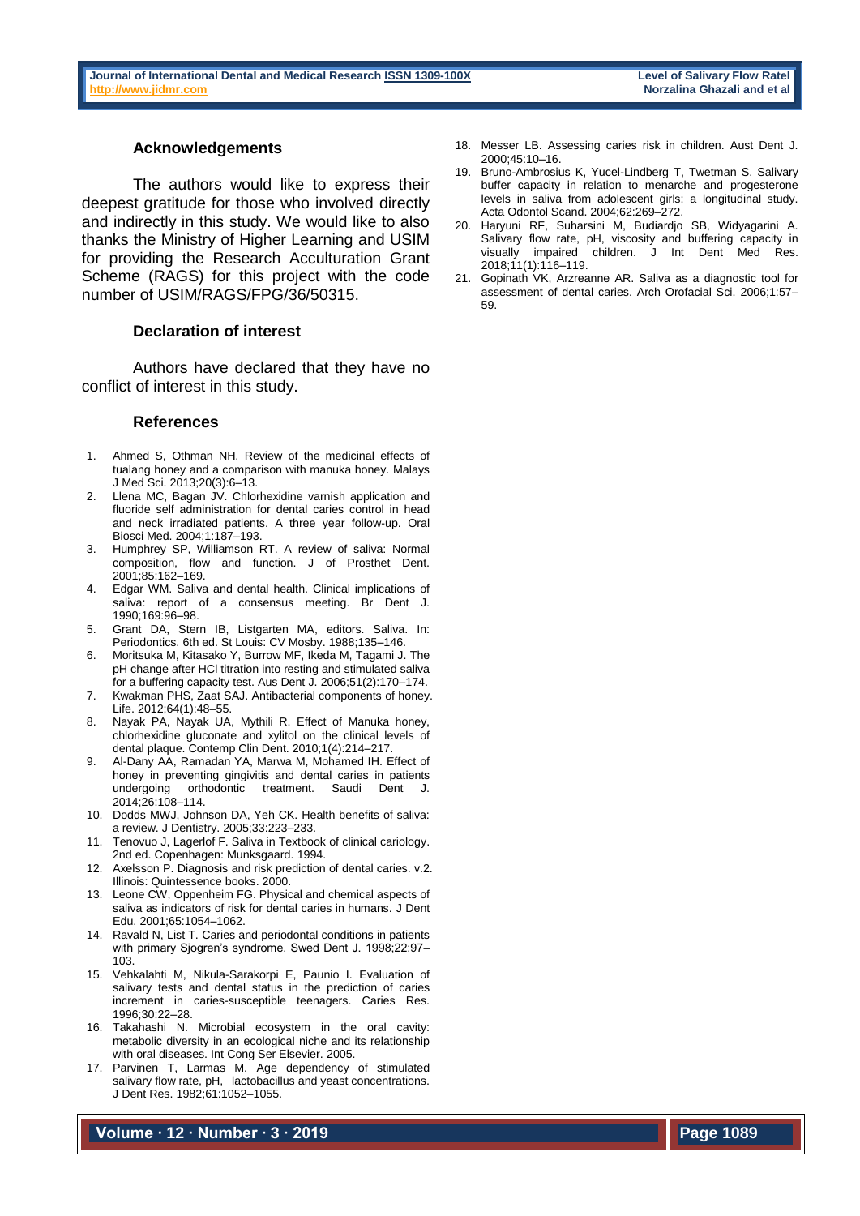## Acknowledgements

The authors would like to express their deepest gratitude for those who involved directly and indirectly in this study. We would like to also thanks the Ministry of Higher Learning and USIM for providing the Research Acculturation Grant Scheme (RAGS) for this project with the code number of USIM/RAGS/FPG/36/50315.

## Declaration of interest

Authors have declared that they have no conflict of interest in this study.

## References

1. Ahmed S, Othman NH. Review of the medicinal effects of tualang honey and a comparison with manuka honey. Malays J Med Sci. 2013;20(3):6–13.
2. Llena MC, Bagan JV. Chlorhexidine varnish application and fluoride self administration for dental caries control in head and neck irradiated patients. A three year follow-up. Oral Biosci Med. 2004;1:187–193.
3. Humphrey SP, Williamson RT. A review of saliva: Normal composition, flow and function. J of Prosthet Dent. 2001;85:162–169.
4. Edgar WM. Saliva and dental health. Clinical implications of saliva: report of a consensus meeting. Br Dent J. 1990;169:96–98.
5. Grant DA, Stern IB, Listgarten MA, editors. Saliva. In: Periodontics. 6th ed. St Louis: CV Mosby. 1988;135–146.
6. Moritsuka M, Kitasako Y, Burrow MF, Ikeda M, Tagami J. The pH change after HCl titration into resting and stimulated saliva for a buffering capacity test. Aus Dent J. 2006;51(2):170–174.
7. Kwakman PHS, Zaat SAJ. Antibacterial components of honey. Life. 2012;64(1):48–55.
8. Nayak PA, Nayak UA, Mythili R. Effect of Manuka honey, chlorhexidine gluconate and xylitol on the clinical levels of dental plaque. Contemp Clin Dent. 2010;1(4):214–217.
9. Al-Dany AA, Ramadan YA, Marwa M, Mohamed IH. Effect of honey in preventing gingivitis and dental caries in patients undergoing orthodontic treatment. Saudi Dent J. 2014;26:108–114.
10. Dodds MWJ, Johnson DA, Yeh CK. Health benefits of saliva: a review. J Dentistry. 2005;33:223–233.
11. Tenovuo J, Lagerlof F. Saliva in Textbook of clinical cariology. 2nd ed. Copenhagen: Munksgaard. 1994.
12. Axelsson P. Diagnosis and risk prediction of dental caries. v.2. Illinois: Quintessence books. 2000.
13. Leone CW, Oppenheim FG. Physical and chemical aspects of saliva as indicators of risk for dental caries in humans. J Dent Edu. 2001;65:1054–1062.
14. Ravald N, List T. Caries and periodontal conditions in patients with primary Sjogren's syndrome. Swed Dent J. 1998;22:97–103.
15. Vehkalahti M, Nikula-Sarakorpi E, Paunio I. Evaluation of salivary tests and dental status in the prediction of caries increment in caries-susceptible teenagers. Caries Res. 1996;30:22–28.
16. Takahashi N. Microbial ecosystem in the oral cavity: metabolic diversity in an ecological niche and its relationship with oral diseases. Int Cong Ser Elsevier. 2005.
17. Parvinen T, Larmas M. Age dependency of stimulated salivary flow rate, pH, lactobacillus and yeast concentrations. J Dent Res. 1982;61:1052–1055.
18. Messer LB. Assessing caries risk in children. Aust Dent J. 2000;45:10–16.
19. Bruno-Ambrosius K, Yucel-Lindberg T, Twetman S. Salivary buffer capacity in relation to menarche and progesterone levels in saliva from adolescent girls: a longitudinal study. Acta Odontol Scand. 2004;62:269–272.
20. Haryuni RF, Suharsini M, Budiardjo SB, Widyagarini A. Salivary flow rate, pH, viscosity and buffering capacity in visually impaired children. J Int Dent Med Res. 2018;11(1):116–119.
21. Gopinath VK, Arzreanne AR. Saliva as a diagnostic tool for assessment of dental caries. Arch Orofacial Sci. 2006;1:57–59.